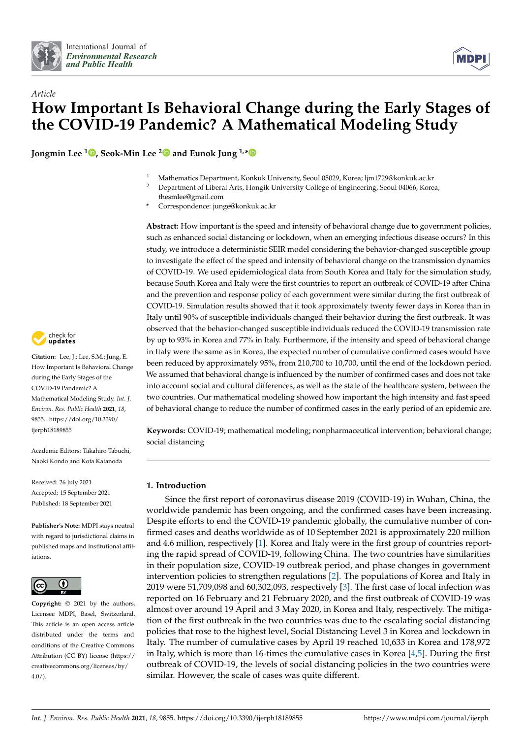*Article*

# How Important Is Behavioral Change during the Early Stages of the COVID-19 Pandemic? A Mathematical Modeling Study

**Jongmin Lee [1], Seok-Min Lee [2] and Eunok Jung [1,*]**

[1] Mathematics Department, Konkuk University, Seoul 05029, Korea; ljm1729@konkuk.ac.kr
[2] Department of Liberal Arts, Hongik University College of Engineering, Seoul 04066, Korea; thesmlee@gmail.com
[*] Correspondence: junge@konkuk.ac.kr

**Abstract:** How important is the speed and intensity of behavioral change due to government policies, such as enhanced social distancing or lockdown, when an emerging infectious disease occurs? In this study, we introduce a deterministic SEIR model considering the behavior-changed susceptible group to investigate the effect of the speed and intensity of behavioral change on the transmission dynamics of COVID-19. We used epidemiological data from South Korea and Italy for the simulation study, because South Korea and Italy were the first countries to report an outbreak of COVID-19 after China and the prevention and response policy of each government were similar during the first outbreak of COVID-19. Simulation results showed that it took approximately twenty fewer days in Korea than in Italy until 90% of susceptible individuals changed their behavior during the first outbreak. It was observed that the behavior-changed susceptible individuals reduced the COVID-19 transmission rate by up to 93% in Korea and 77% in Italy. Furthermore, if the intensity and speed of behavioral change in Italy were the same as in Korea, the expected number of cumulative confirmed cases would have been reduced by approximately 95%, from 210,700 to 10,700, until the end of the lockdown period. We assumed that behavioral change is influenced by the number of confirmed cases and does not take into account social and cultural differences, as well as the state of the healthcare system, between the two countries. Our mathematical modeling showed how important the high intensity and fast speed of behavioral change to reduce the number of confirmed cases in the early period of an epidemic are.

**Keywords:** COVID-19; mathematical modeling; nonpharmaceutical intervention; behavioral change; social distancing

**Citation:** Lee, J.; Lee, S.M.; Jung, E. How Important Is Behavioral Change during the Early Stages of the COVID-19 Pandemic? A Mathematical Modeling Study. *Int. J. Environ. Res. Public Health* **2021**, *18*, 9855. https://doi.org/10.3390/ijerph18189855

Academic Editors: Takahiro Tabuchi, Naoki Kondo and Kota Katanoda

Received: 26 July 2021
Accepted: 15 September 2021
Published: 18 September 2021

**Publisher's Note:** MDPI stays neutral with regard to jurisdictional claims in published maps and institutional affiliations.

**Copyright:** © 2021 by the authors. Licensee MDPI, Basel, Switzerland. This article is an open access article distributed under the terms and conditions of the Creative Commons Attribution (CC BY) license (https://creativecommons.org/licenses/by/4.0/).

## 1. Introduction

Since the first report of coronavirus disease 2019 (COVID-19) in Wuhan, China, the worldwide pandemic has been ongoing, and the confirmed cases have been increasing. Despite efforts to end the COVID-19 pandemic globally, the cumulative number of confirmed cases and deaths worldwide as of 10 September 2021 is approximately 220 million and 4.6 million, respectively [1]. Korea and Italy were in the first group of countries reporting the rapid spread of COVID-19, following China. The two countries have similarities in their population size, COVID-19 outbreak period, and phase changes in government intervention policies to strengthen regulations [2]. The populations of Korea and Italy in 2019 were 51,709,098 and 60,302,093, respectively [3]. The first case of local infection was reported on 16 February and 21 February 2020, and the first outbreak of COVID-19 was almost over around 19 April and 3 May 2020, in Korea and Italy, respectively. The mitigation of the first outbreak in the two countries was due to the escalating social distancing policies that rose to the highest level, Social Distancing Level 3 in Korea and lockdown in Italy. The number of cumulative cases by April 19 reached 10,633 in Korea and 178,972 in Italy, which is more than 16-times the cumulative cases in Korea [4,5]. During the first outbreak of COVID-19, the levels of social distancing policies in the two countries were similar. However, the scale of cases was quite different.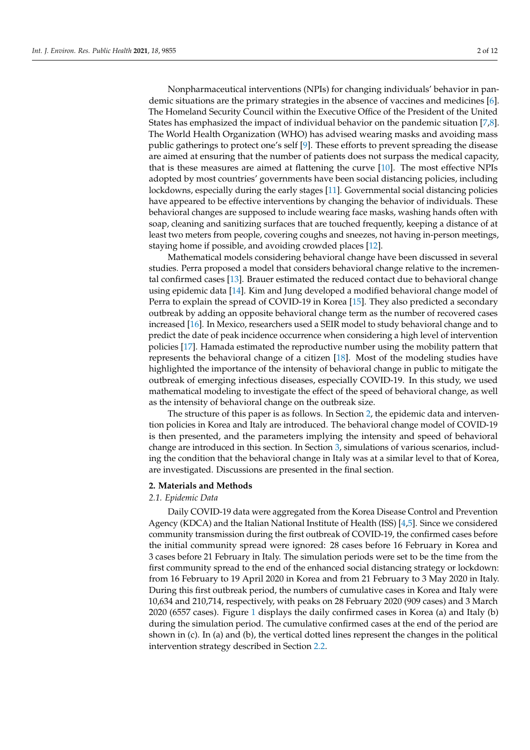Nonpharmaceutical interventions (NPIs) for changing individuals' behavior in pandemic situations are the primary strategies in the absence of vaccines and medicines [6]. The Homeland Security Council within the Executive Office of the President of the United States has emphasized the impact of individual behavior on the pandemic situation [7,8]. The World Health Organization (WHO) has advised wearing masks and avoiding mass public gatherings to protect one's self [9]. These efforts to prevent spreading the disease are aimed at ensuring that the number of patients does not surpass the medical capacity, that is these measures are aimed at flattening the curve [10]. The most effective NPIs adopted by most countries' governments have been social distancing policies, including lockdowns, especially during the early stages [11]. Governmental social distancing policies have appeared to be effective interventions by changing the behavior of individuals. These behavioral changes are supposed to include wearing face masks, washing hands often with soap, cleaning and sanitizing surfaces that are touched frequently, keeping a distance of at least two meters from people, covering coughs and sneezes, not having in-person meetings, staying home if possible, and avoiding crowded places [12].

Mathematical models considering behavioral change have been discussed in several studies. Perra proposed a model that considers behavioral change relative to the incremental confirmed cases [13]. Brauer estimated the reduced contact due to behavioral change using epidemic data [14]. Kim and Jung developed a modified behavioral change model of Perra to explain the spread of COVID-19 in Korea [15]. They also predicted a secondary outbreak by adding an opposite behavioral change term as the number of recovered cases increased [16]. In Mexico, researchers used a SEIR model to study behavioral change and to predict the date of peak incidence occurrence when considering a high level of intervention policies [17]. Hamada estimated the reproductive number using the mobility pattern that represents the behavioral change of a citizen [18]. Most of the modeling studies have highlighted the importance of the intensity of behavioral change in public to mitigate the outbreak of emerging infectious diseases, especially COVID-19. In this study, we used mathematical modeling to investigate the effect of the speed of behavioral change, as well as the intensity of behavioral change on the outbreak size.

The structure of this paper is as follows. In Section 2, the epidemic data and intervention policies in Korea and Italy are introduced. The behavioral change model of COVID-19 is then presented, and the parameters implying the intensity and speed of behavioral change are introduced in this section. In Section 3, simulations of various scenarios, including the condition that the behavioral change in Italy was at a similar level to that of Korea, are investigated. Discussions are presented in the final section.

## 2. Materials and Methods

### 2.1. Epidemic Data

Daily COVID-19 data were aggregated from the Korea Disease Control and Prevention Agency (KDCA) and the Italian National Institute of Health (ISS) [4,5]. Since we considered community transmission during the first outbreak of COVID-19, the confirmed cases before the initial community spread were ignored: 28 cases before 16 February in Korea and 3 cases before 21 February in Italy. The simulation periods were set to be the time from the first community spread to the end of the enhanced social distancing strategy or lockdown: from 16 February to 19 April 2020 in Korea and from 21 February to 3 May 2020 in Italy. During this first outbreak period, the numbers of cumulative cases in Korea and Italy were 10,634 and 210,714, respectively, with peaks on 28 February 2020 (909 cases) and 3 March 2020 (6557 cases). Figure 1 displays the daily confirmed cases in Korea (a) and Italy (b) during the simulation period. The cumulative confirmed cases at the end of the period are shown in (c). In (a) and (b), the vertical dotted lines represent the changes in the political intervention strategy described in Section 2.2.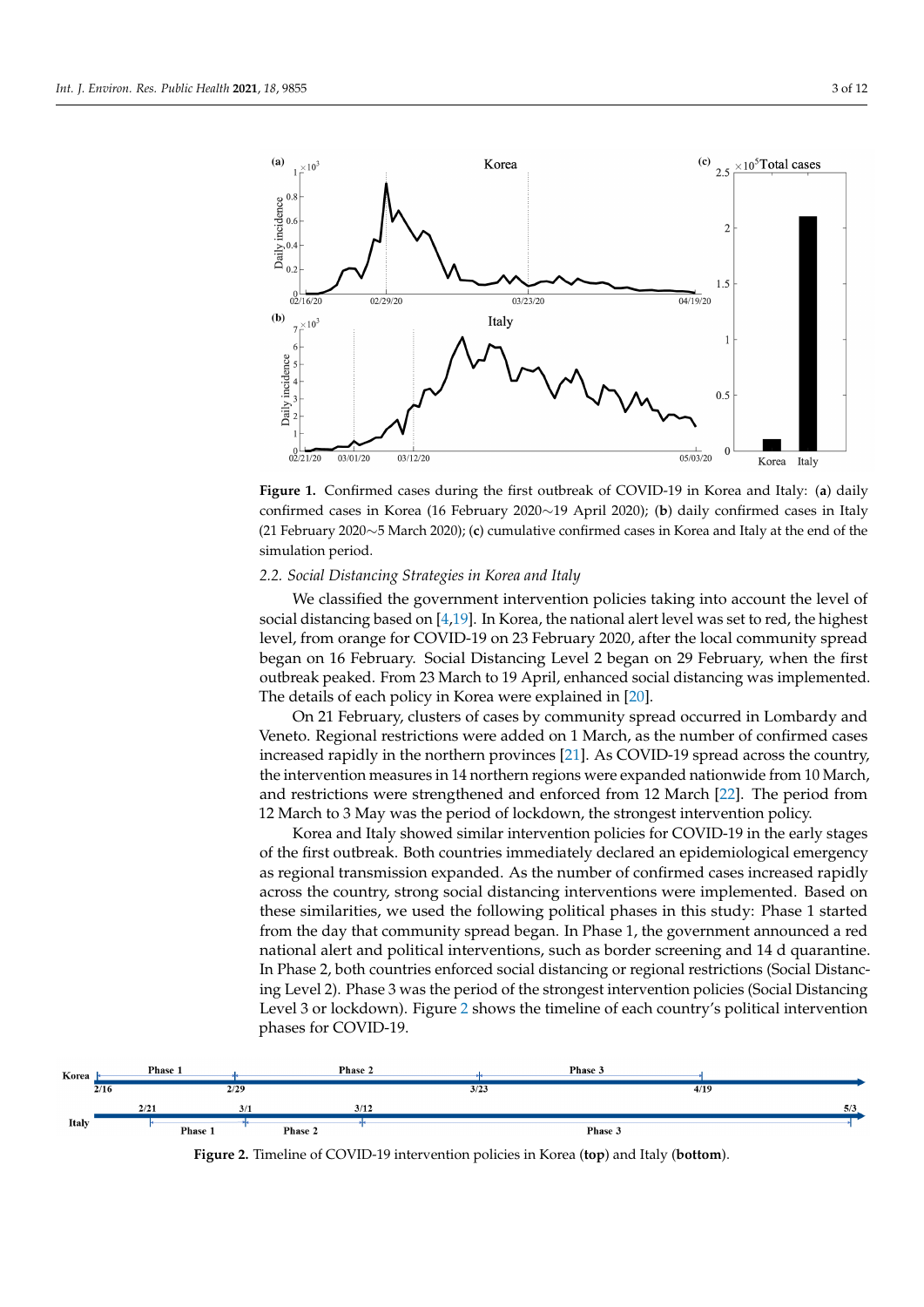**Figure 1.** Confirmed cases during the first outbreak of COVID-19 in Korea and Italy: (**a**) daily confirmed cases in Korea (16 February 2020∼19 April 2020); (**b**) daily confirmed cases in Italy (21 February 2020∼5 March 2020); (**c**) cumulative confirmed cases in Korea and Italy at the end of the simulation period.

### 2.2. Social Distancing Strategies in Korea and Italy

We classified the government intervention policies taking into account the level of social distancing based on [4,19]. In Korea, the national alert level was set to red, the highest level, from orange for COVID-19 on 23 February 2020, after the local community spread began on 16 February. Social Distancing Level 2 began on 29 February, when the first outbreak peaked. From 23 March to 19 April, enhanced social distancing was implemented. The details of each policy in Korea were explained in [20].

On 21 February, clusters of cases by community spread occurred in Lombardy and Veneto. Regional restrictions were added on 1 March, as the number of confirmed cases increased rapidly in the northern provinces [21]. As COVID-19 spread across the country, the intervention measures in 14 northern regions were expanded nationwide from 10 March, and restrictions were strengthened and enforced from 12 March [22]. The period from 12 March to 3 May was the period of lockdown, the strongest intervention policy.

Korea and Italy showed similar intervention policies for COVID-19 in the early stages of the first outbreak. Both countries immediately declared an epidemiological emergency as regional transmission expanded. As the number of confirmed cases increased rapidly across the country, strong social distancing interventions were implemented. Based on these similarities, we used the following political phases in this study: Phase 1 started from the day that community spread began. In Phase 1, the government announced a red national alert and political interventions, such as border screening and 14 d quarantine. In Phase 2, both countries enforced social distancing or regional restrictions (Social Distancing Level 2). Phase 3 was the period of the strongest intervention policies (Social Distancing Level 3 or lockdown). Figure 2 shows the timeline of each country's political intervention phases for COVID-19.

**Figure 2.** Timeline of COVID-19 intervention policies in Korea (**top**) and Italy (**bottom**).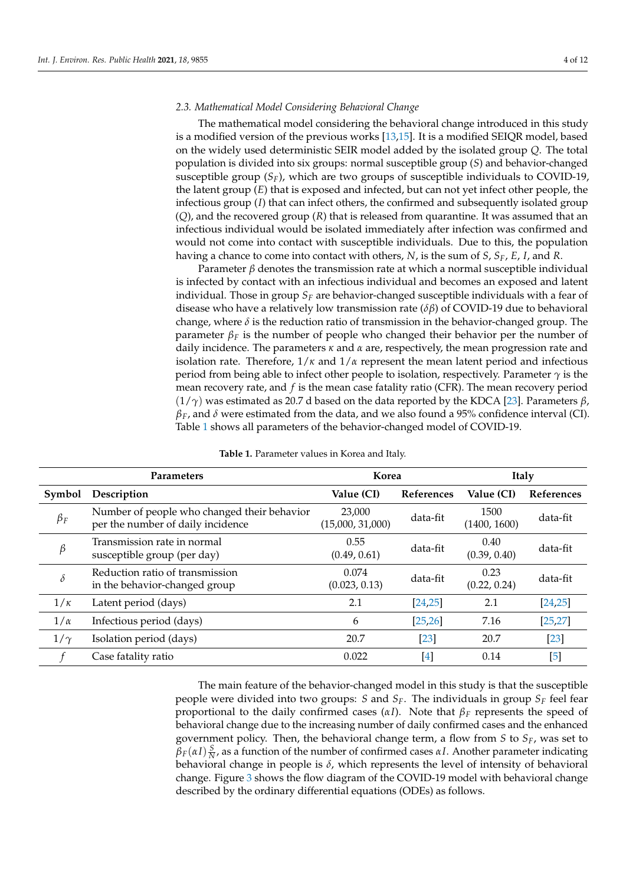### 2.3. Mathematical Model Considering Behavioral Change

The mathematical model considering the behavioral change introduced in this study is a modified version of the previous works [13,15]. It is a modified SEIQR model, based on the widely used deterministic SEIR model added by the isolated group $Q$. The total population is divided into six groups: normal susceptible group ($S$) and behavior-changed susceptible group ($S_F$), which are two groups of susceptible individuals to COVID-19, the latent group ($E$) that is exposed and infected, but can not yet infect other people, the infectious group ($I$) that can infect others, the confirmed and subsequently isolated group ($Q$), and the recovered group ($R$) that is released from quarantine. It was assumed that an infectious individual would be isolated immediately after infection was confirmed and would not come into contact with susceptible individuals. Due to this, the population having a chance to come into contact with others, $N$, is the sum of $S$, $S_F$, $E$, $I$, and $R$.

Parameter $\beta$ denotes the transmission rate at which a normal susceptible individual is infected by contact with an infectious individual and becomes an exposed and latent individual. Those in group $S_F$ are behavior-changed susceptible individuals with a fear of disease who have a relatively low transmission rate ($\delta\beta$) of COVID-19 due to behavioral change, where $\delta$ is the reduction ratio of transmission in the behavior-changed group. The parameter $\beta_F$ is the number of people who changed their behavior per the number of daily incidence. The parameters $\kappa$ and $\alpha$ are, respectively, the mean progression rate and isolation rate. Therefore, $1/\kappa$ and $1/\alpha$ represent the mean latent period and infectious period from being able to infect other people to isolation, respectively. Parameter $\gamma$ is the mean recovery rate, and $f$ is the mean case fatality ratio (CFR). The mean recovery period ($1/\gamma$) was estimated as 20.7 d based on the data reported by the KDCA [23]. Parameters $\beta$, $\beta_F$, and $\delta$ were estimated from the data, and we also found a 95% confidence interval (CI). Table 1 shows all parameters of the behavior-changed model of COVID-19.

**Table 1.** Parameter values in Korea and Italy.

| Parameters | | Korea | | Italy | |
|---|---|---|---|---|---|
| **Symbol** | **Description** | **Value (CI)** | **References** | **Value (CI)** | **References** |
| $\beta_F$ | Number of people who changed their behavior per the number of daily incidence | 23,000 (15,000, 31,000) | data-fit | 1500 (1400, 1600) | data-fit |
| $\beta$ | Transmission rate in normal susceptible group (per day) | 0.55 (0.49, 0.61) | data-fit | 0.40 (0.39, 0.40) | data-fit |
| $\delta$ | Reduction ratio of transmission in the behavior-changed group | 0.074 (0.023, 0.13) | data-fit | 0.23 (0.22, 0.24) | data-fit |
| $1/\kappa$ | Latent period (days) | 2.1 | [24,25] | 2.1 | [24,25] |
| $1/\alpha$ | Infectious period (days) | 6 | [25,26] | 7.16 | [25,27] |
| $1/\gamma$ | Isolation period (days) | 20.7 | [23] | 20.7 | [23] |
| $f$ | Case fatality ratio | 0.022 | [4] | 0.14 | [5] |

The main feature of the behavior-changed model in this study is that the susceptible people were divided into two groups: $S$ and $S_F$. The individuals in group $S_F$ feel fear proportional to the daily confirmed cases ($\alpha I$). Note that $\beta_F$ represents the speed of behavioral change due to the increasing number of daily confirmed cases and the enhanced government policy. Then, the behavioral change term, a flow from $S$ to $S_F$, was set to $\beta_F(\alpha I)\frac{S}{N}$, as a function of the number of confirmed cases $\alpha I$. Another parameter indicating behavioral change in people is $\delta$, which represents the level of intensity of behavioral change. Figure 3 shows the flow diagram of the COVID-19 model with behavioral change described by the ordinary differential equations (ODEs) as follows.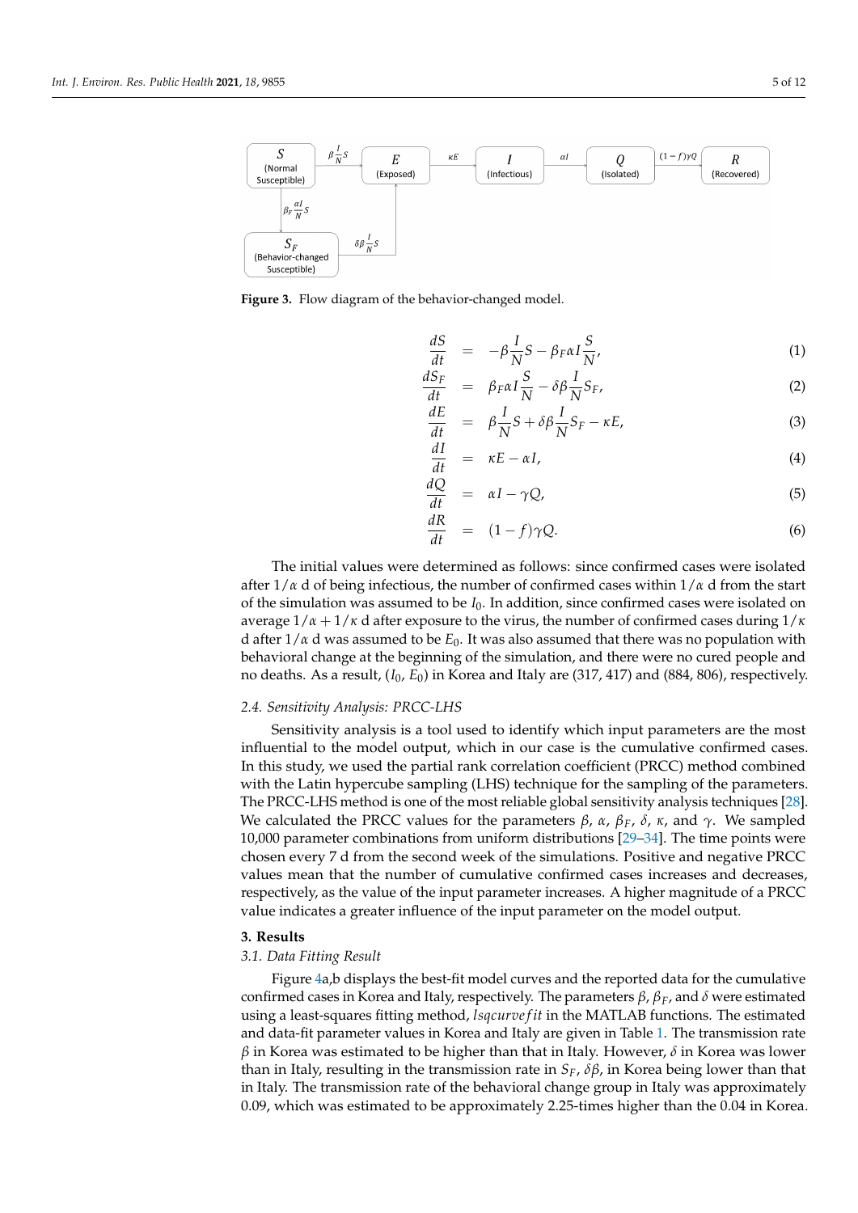**Figure 3.** Flow diagram of the behavior-changed model.

$$\frac{dS}{dt} = -\beta\frac{I}{N}S - \beta_F\alpha I\frac{S}{N}, \tag{1}$$

$$\frac{dS_F}{dt} = \beta_F\alpha I\frac{S}{N} - \delta\beta\frac{I}{N}S_F, \tag{2}$$

$$\frac{dE}{dt} = \beta\frac{I}{N}S + \delta\beta\frac{I}{N}S_F - \kappa E, \tag{3}$$

$$\frac{dI}{dt} = \kappa E - \alpha I, \tag{4}$$

$$\frac{dQ}{dt} = \alpha I - \gamma Q, \tag{5}$$

$$\frac{dR}{dt} = (1-f)\gamma Q. \tag{6}$$

The initial values were determined as follows: since confirmed cases were isolated after $1/\alpha$ d of being infectious, the number of confirmed cases within $1/\alpha$ d from the start of the simulation was assumed to be $I_0$. In addition, since confirmed cases were isolated on average $1/\alpha + 1/\kappa$ d after exposure to the virus, the number of confirmed cases during $1/\kappa$ d after $1/\alpha$ d was assumed to be $E_0$. It was also assumed that there was no population with behavioral change at the beginning of the simulation, and there were no cured people and no deaths. As a result, ($I_0$, $E_0$) in Korea and Italy are (317, 417) and (884, 806), respectively.

### 2.4. Sensitivity Analysis: PRCC-LHS

Sensitivity analysis is a tool used to identify which input parameters are the most influential to the model output, which in our case is the cumulative confirmed cases. In this study, we used the partial rank correlation coefficient (PRCC) method combined with the Latin hypercube sampling (LHS) technique for the sampling of the parameters. The PRCC-LHS method is one of the most reliable global sensitivity analysis techniques [28]. We calculated the PRCC values for the parameters $\beta$, $\alpha$, $\beta_F$, $\delta$, $\kappa$, and $\gamma$. We sampled 10,000 parameter combinations from uniform distributions [29–34]. The time points were chosen every 7 d from the second week of the simulations. Positive and negative PRCC values mean that the number of cumulative confirmed cases increases and decreases, respectively, as the value of the input parameter increases. A higher magnitude of a PRCC value indicates a greater influence of the input parameter on the model output.

## 3. Results

### 3.1. Data Fitting Result

Figure 4a,b displays the best-fit model curves and the reported data for the cumulative confirmed cases in Korea and Italy, respectively. The parameters $\beta$, $\beta_F$, and $\delta$ were estimated using a least-squares fitting method, *lsqcurvefit* in the MATLAB functions. The estimated and data-fit parameter values in Korea and Italy are given in Table 1. The transmission rate $\beta$ in Korea was estimated to be higher than that in Italy. However, $\delta$ in Korea was lower than in Italy, resulting in the transmission rate in $S_F$, $\delta\beta$, in Korea being lower than that in Italy. The transmission rate of the behavioral change group in Italy was approximately 0.09, which was estimated to be approximately 2.25-times higher than the 0.04 in Korea.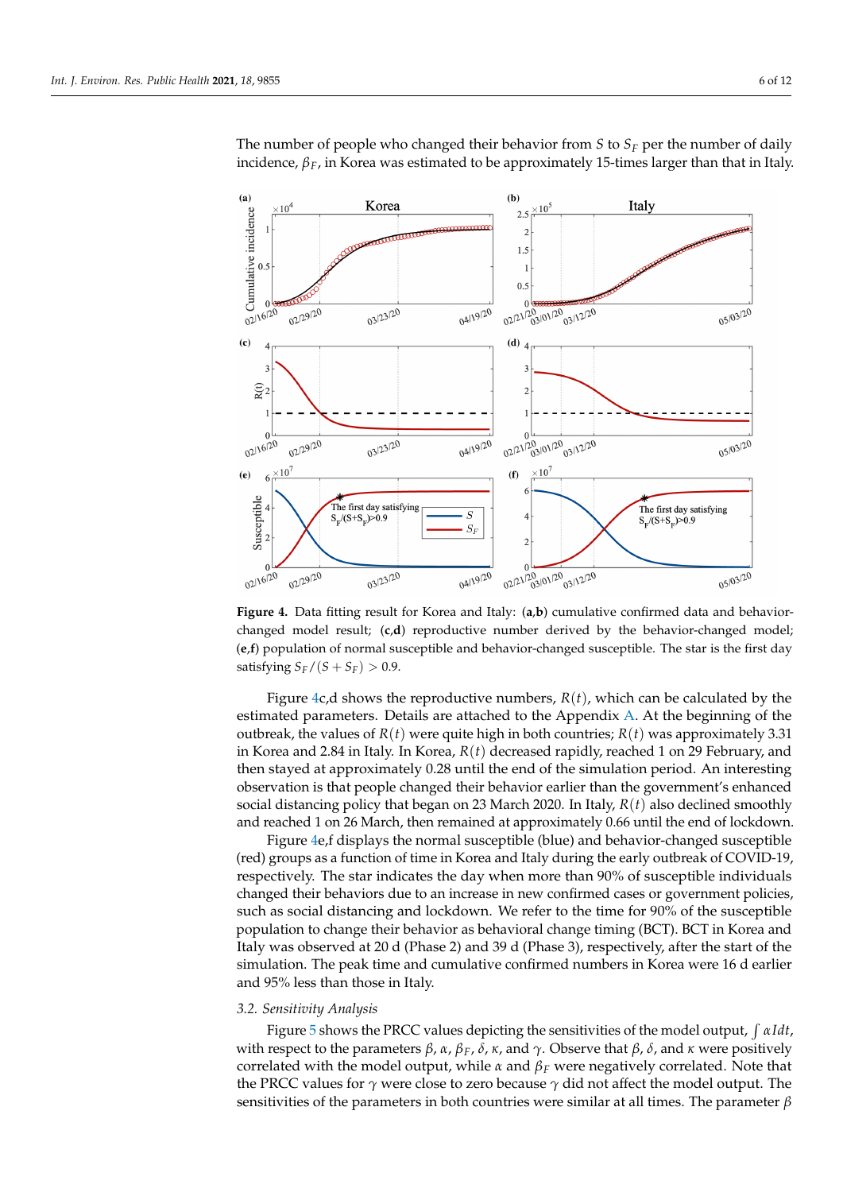The number of people who changed their behavior from $S$ to $S_F$ per the number of daily incidence, $\beta_F$, in Korea was estimated to be approximately 15-times larger than that in Italy.

**Figure 4.** Data fitting result for Korea and Italy: (**a**,**b**) cumulative confirmed data and behavior-changed model result; (**c**,**d**) reproductive number derived by the behavior-changed model; (**e**,**f**) population of normal susceptible and behavior-changed susceptible. The star is the first day satisfying $S_F/(S + S_F) > 0.9$.

Figure 4c,d shows the reproductive numbers, $R(t)$, which can be calculated by the estimated parameters. Details are attached to the Appendix A. At the beginning of the outbreak, the values of $R(t)$ were quite high in both countries; $R(t)$ was approximately 3.31 in Korea and 2.84 in Italy. In Korea, $R(t)$ decreased rapidly, reached 1 on 29 February, and then stayed at approximately 0.28 until the end of the simulation period. An interesting observation is that people changed their behavior earlier than the government's enhanced social distancing policy that began on 23 March 2020. In Italy, $R(t)$ also declined smoothly and reached 1 on 26 March, then remained at approximately 0.66 until the end of lockdown.

Figure 4e,f displays the normal susceptible (blue) and behavior-changed susceptible (red) groups as a function of time in Korea and Italy during the early outbreak of COVID-19, respectively. The star indicates the day when more than 90% of susceptible individuals changed their behaviors due to an increase in new confirmed cases or government policies, such as social distancing and lockdown. We refer to the time for 90% of the susceptible population to change their behavior as behavioral change timing (BCT). BCT in Korea and Italy was observed at 20 d (Phase 2) and 39 d (Phase 3), respectively, after the start of the simulation. The peak time and cumulative confirmed numbers in Korea were 16 d earlier and 95% less than those in Italy.

### 3.2. Sensitivity Analysis

Figure 5 shows the PRCC values depicting the sensitivities of the model output, $\int \alpha I dt$, with respect to the parameters $\beta$, $\alpha$, $\beta_F$, $\delta$, $\kappa$, and $\gamma$. Observe that $\beta$, $\delta$, and $\kappa$ were positively correlated with the model output, while $\alpha$ and $\beta_F$ were negatively correlated. Note that the PRCC values for $\gamma$ were close to zero because $\gamma$ did not affect the model output. The sensitivities of the parameters in both countries were similar at all times. The parameter $\beta$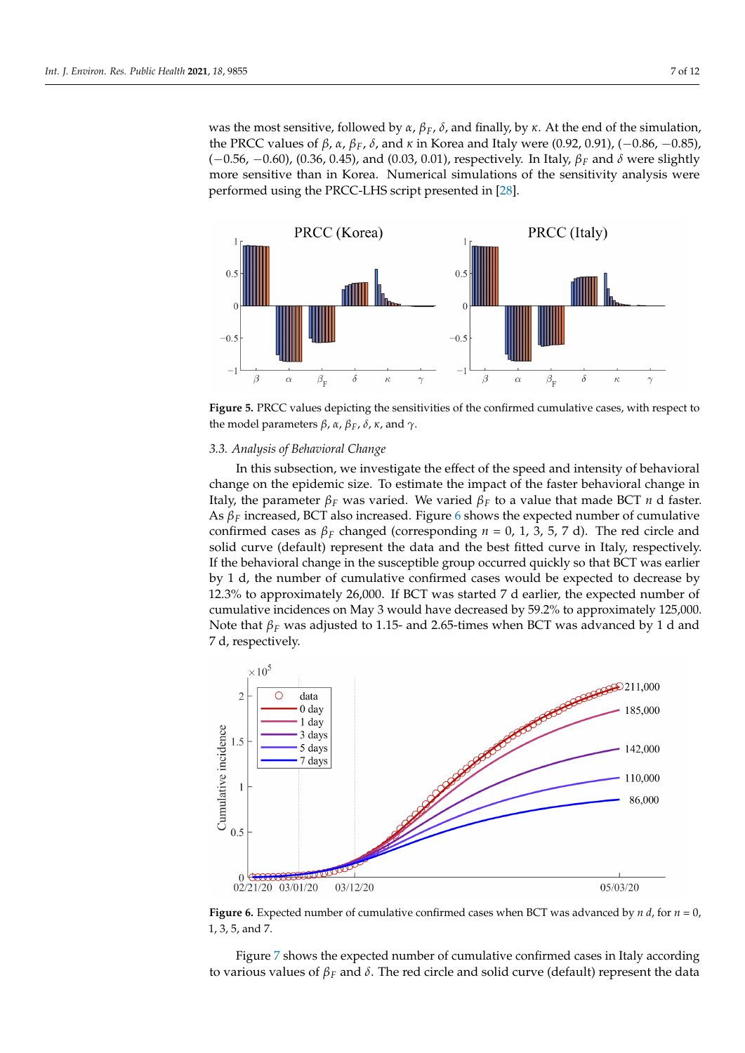was the most sensitive, followed by $\alpha$, $\beta_F$, $\delta$, and finally, by $\kappa$. At the end of the simulation, the PRCC values of $\beta$, $\alpha$, $\beta_F$, $\delta$, and $\kappa$ in Korea and Italy were (0.92, 0.91), (−0.86, −0.85), (−0.56, −0.60), (0.36, 0.45), and (0.03, 0.01), respectively. In Italy, $\beta_F$ and $\delta$ were slightly more sensitive than in Korea. Numerical simulations of the sensitivity analysis were performed using the PRCC-LHS script presented in [28].

**Figure 5.** PRCC values depicting the sensitivities of the confirmed cumulative cases, with respect to the model parameters $\beta$, $\alpha$, $\beta_F$, $\delta$, $\kappa$, and $\gamma$.

### 3.3. Analysis of Behavioral Change

In this subsection, we investigate the effect of the speed and intensity of behavioral change on the epidemic size. To estimate the impact of the faster behavioral change in Italy, the parameter $\beta_F$ was varied. We varied $\beta_F$ to a value that made BCT $n$ d faster. As $\beta_F$ increased, BCT also increased. Figure 6 shows the expected number of cumulative confirmed cases as $\beta_F$ changed (corresponding $n$ = 0, 1, 3, 5, 7 d). The red circle and solid curve (default) represent the data and the best fitted curve in Italy, respectively. If the behavioral change in the susceptible group occurred quickly so that BCT was earlier by 1 d, the number of cumulative confirmed cases would be expected to decrease by 12.3% to approximately 26,000. If BCT was started 7 d earlier, the expected number of cumulative incidences on May 3 would have decreased by 59.2% to approximately 125,000. Note that $\beta_F$ was adjusted to 1.15- and 2.65-times when BCT was advanced by 1 d and 7 d, respectively.

**Figure 6.** Expected number of cumulative confirmed cases when BCT was advanced by $n$ d, for $n$ = 0, 1, 3, 5, and 7.

Figure 7 shows the expected number of cumulative confirmed cases in Italy according to various values of $\beta_F$ and $\delta$. The red circle and solid curve (default) represent the data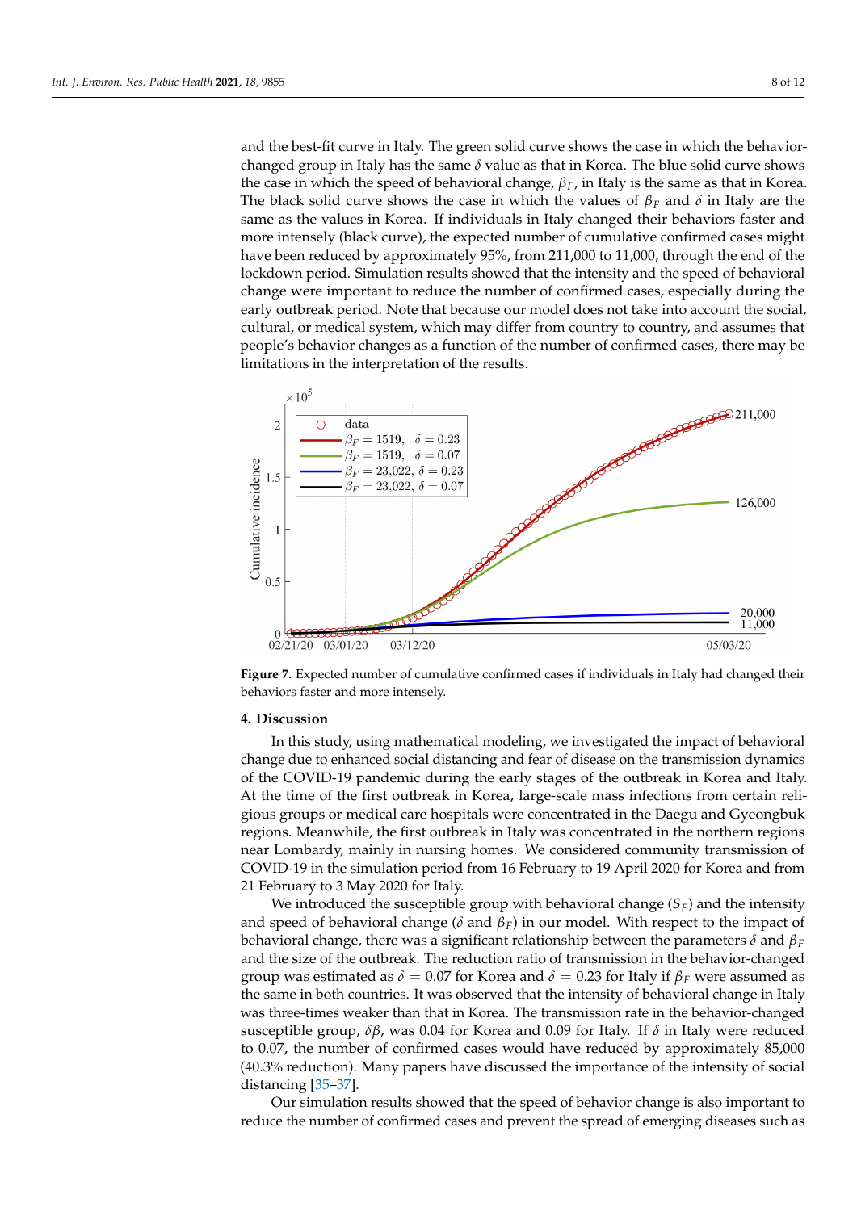and the best-fit curve in Italy. The green solid curve shows the case in which the behavior-changed group in Italy has the same $\delta$ value as that in Korea. The blue solid curve shows the case in which the speed of behavioral change, $\beta_F$, in Italy is the same as that in Korea. The black solid curve shows the case in which the values of $\beta_F$ and $\delta$ in Italy are the same as the values in Korea. If individuals in Italy changed their behaviors faster and more intensely (black curve), the expected number of cumulative confirmed cases might have been reduced by approximately 95%, from 211,000 to 11,000, through the end of the lockdown period. Simulation results showed that the intensity and the speed of behavioral change were important to reduce the number of confirmed cases, especially during the early outbreak period. Note that because our model does not take into account the social, cultural, or medical system, which may differ from country to country, and assumes that people's behavior changes as a function of the number of confirmed cases, there may be limitations in the interpretation of the results.

**Figure 7.** Expected number of cumulative confirmed cases if individuals in Italy had changed their behaviors faster and more intensely.

## 4. Discussion

In this study, using mathematical modeling, we investigated the impact of behavioral change due to enhanced social distancing and fear of disease on the transmission dynamics of the COVID-19 pandemic during the early stages of the outbreak in Korea and Italy. At the time of the first outbreak in Korea, large-scale mass infections from certain religious groups or medical care hospitals were concentrated in the Daegu and Gyeongbuk regions. Meanwhile, the first outbreak in Italy was concentrated in the northern regions near Lombardy, mainly in nursing homes. We considered community transmission of COVID-19 in the simulation period from 16 February to 19 April 2020 for Korea and from 21 February to 3 May 2020 for Italy.

We introduced the susceptible group with behavioral change ($S_F$) and the intensity and speed of behavioral change ($\delta$ and $\beta_F$) in our model. With respect to the impact of behavioral change, there was a significant relationship between the parameters $\delta$ and $\beta_F$ and the size of the outbreak. The reduction ratio of transmission in the behavior-changed group was estimated as $\delta = 0.07$ for Korea and $\delta = 0.23$ for Italy if $\beta_F$ were assumed as the same in both countries. It was observed that the intensity of behavioral change in Italy was three-times weaker than that in Korea. The transmission rate in the behavior-changed susceptible group, $\delta\beta$, was 0.04 for Korea and 0.09 for Italy. If $\delta$ in Italy were reduced to 0.07, the number of confirmed cases would have reduced by approximately 85,000 (40.3% reduction). Many papers have discussed the importance of the intensity of social distancing [35–37].

Our simulation results showed that the speed of behavior change is also important to reduce the number of confirmed cases and prevent the spread of emerging diseases such as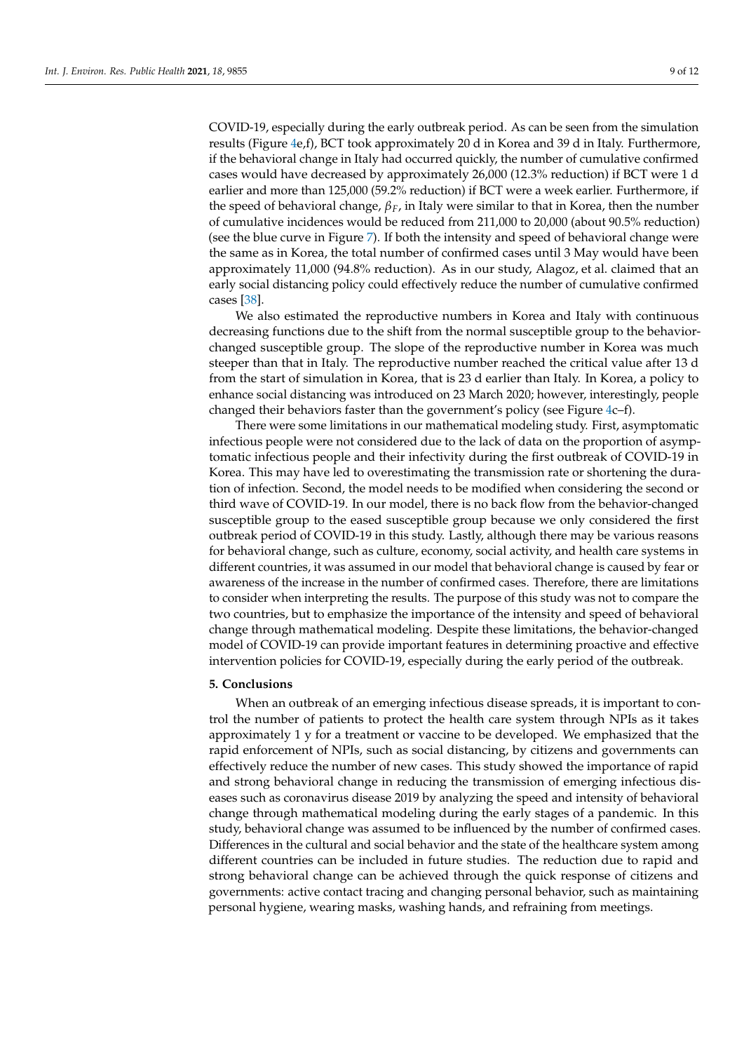COVID-19, especially during the early outbreak period. As can be seen from the simulation results (Figure 4e,f), BCT took approximately 20 d in Korea and 39 d in Italy. Furthermore, if the behavioral change in Italy had occurred quickly, the number of cumulative confirmed cases would have decreased by approximately 26,000 (12.3% reduction) if BCT were 1 d earlier and more than 125,000 (59.2% reduction) if BCT were a week earlier. Furthermore, if the speed of behavioral change, $\beta_F$, in Italy were similar to that in Korea, then the number of cumulative incidences would be reduced from 211,000 to 20,000 (about 90.5% reduction) (see the blue curve in Figure 7). If both the intensity and speed of behavioral change were the same as in Korea, the total number of confirmed cases until 3 May would have been approximately 11,000 (94.8% reduction). As in our study, Alagoz, et al. claimed that an early social distancing policy could effectively reduce the number of cumulative confirmed cases [38].

We also estimated the reproductive numbers in Korea and Italy with continuous decreasing functions due to the shift from the normal susceptible group to the behavior-changed susceptible group. The slope of the reproductive number in Korea was much steeper than that in Italy. The reproductive number reached the critical value after 13 d from the start of simulation in Korea, that is 23 d earlier than Italy. In Korea, a policy to enhance social distancing was introduced on 23 March 2020; however, interestingly, people changed their behaviors faster than the government's policy (see Figure 4c–f).

There were some limitations in our mathematical modeling study. First, asymptomatic infectious people were not considered due to the lack of data on the proportion of asymptomatic infectious people and their infectivity during the first outbreak of COVID-19 in Korea. This may have led to overestimating the transmission rate or shortening the duration of infection. Second, the model needs to be modified when considering the second or third wave of COVID-19. In our model, there is no back flow from the behavior-changed susceptible group to the eased susceptible group because we only considered the first outbreak period of COVID-19 in this study. Lastly, although there may be various reasons for behavioral change, such as culture, economy, social activity, and health care systems in different countries, it was assumed in our model that behavioral change is caused by fear or awareness of the increase in the number of confirmed cases. Therefore, there are limitations to consider when interpreting the results. The purpose of this study was not to compare the two countries, but to emphasize the importance of the intensity and speed of behavioral change through mathematical modeling. Despite these limitations, the behavior-changed model of COVID-19 can provide important features in determining proactive and effective intervention policies for COVID-19, especially during the early period of the outbreak.

## 5. Conclusions

When an outbreak of an emerging infectious disease spreads, it is important to control the number of patients to protect the health care system through NPIs as it takes approximately 1 y for a treatment or vaccine to be developed. We emphasized that the rapid enforcement of NPIs, such as social distancing, by citizens and governments can effectively reduce the number of new cases. This study showed the importance of rapid and strong behavioral change in reducing the transmission of emerging infectious diseases such as coronavirus disease 2019 by analyzing the speed and intensity of behavioral change through mathematical modeling during the early stages of a pandemic. In this study, behavioral change was assumed to be influenced by the number of confirmed cases. Differences in the cultural and social behavior and the state of the healthcare system among different countries can be included in future studies. The reduction due to rapid and strong behavioral change can be achieved through the quick response of citizens and governments: active contact tracing and changing personal behavior, such as maintaining personal hygiene, wearing masks, washing hands, and refraining from meetings.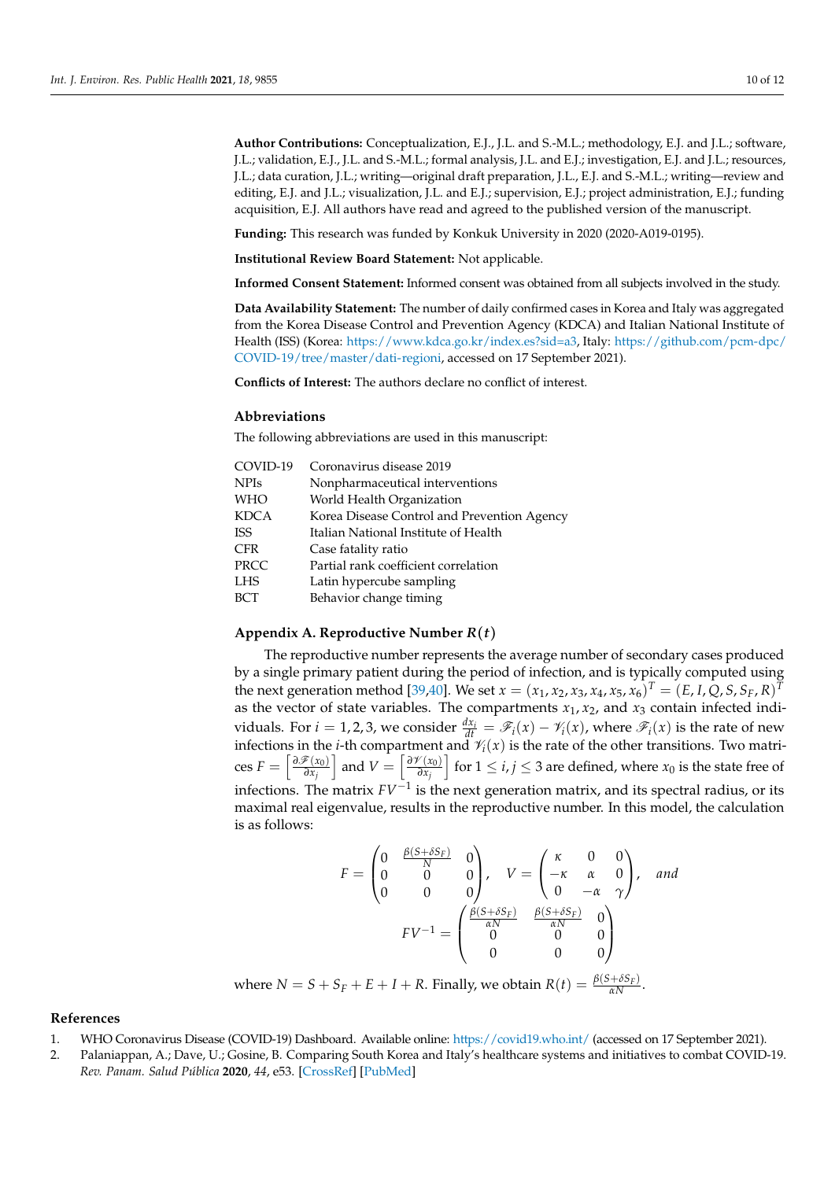**Author Contributions:** Conceptualization, E.J., J.L. and S.-M.L.; methodology, E.J. and J.L.; software, J.L.; validation, E.J., J.L. and S.-M.L.; formal analysis, J.L. and E.J.; investigation, E.J. and J.L.; resources, J.L.; data curation, J.L.; writing—original draft preparation, J.L., E.J. and S.-M.L.; writing—review and editing, E.J. and J.L.; visualization, J.L. and E.J.; supervision, E.J.; project administration, E.J.; funding acquisition, E.J. All authors have read and agreed to the published version of the manuscript.

**Funding:** This research was funded by Konkuk University in 2020 (2020-A019-0195).

**Institutional Review Board Statement:** Not applicable.

**Informed Consent Statement:** Informed consent was obtained from all subjects involved in the study.

**Data Availability Statement:** The number of daily confirmed cases in Korea and Italy was aggregated from the Korea Disease Control and Prevention Agency (KDCA) and Italian National Institute of Health (ISS) (Korea: https://www.kdca.go.kr/index.es?sid=a3, Italy: https://github.com/pcm-dpc/COVID-19/tree/master/dati-regioni, accessed on 17 September 2021).

**Conflicts of Interest:** The authors declare no conflict of interest.

## Abbreviations

The following abbreviations are used in this manuscript:

| | |
|---|---|
| COVID-19 | Coronavirus disease 2019 |
| NPIs | Nonpharmaceutical interventions |
| WHO | World Health Organization |
| KDCA | Korea Disease Control and Prevention Agency |
| ISS | Italian National Institute of Health |
| CFR | Case fatality ratio |
| PRCC | Partial rank coefficient correlation |
| LHS | Latin hypercube sampling |
| BCT | Behavior change timing |

## Appendix A. Reproductive Number $R(t)$

The reproductive number represents the average number of secondary cases produced by a single primary patient during the period of infection, and is typically computed using the next generation method [39,40]. We set $x = (x_1, x_2, x_3, x_4, x_5, x_6)^T = (E, I, Q, S, S_F, R)^T$ as the vector of state variables. The compartments $x_1$, $x_2$, and $x_3$ contain infected individuals. For $i = 1, 2, 3$, we consider $\frac{dx_i}{dt} = \mathscr{F}_i(x) - \mathscr{V}_i(x)$, where $\mathscr{F}_i(x)$ is the rate of new infections in the $i$-th compartment and $\mathscr{V}_i(x)$ is the rate of the other transitions. Two matrices $F = \left[\frac{\partial \mathscr{F}(x_0)}{\partial x_j}\right]$ and $V = \left[\frac{\partial \mathscr{V}(x_0)}{\partial x_j}\right]$ for $1 \leq i, j \leq 3$ are defined, where $x_0$ is the state free of infections. The matrix $FV^{-1}$ is the next generation matrix, and its spectral radius, or its maximal real eigenvalue, results in the reproductive number. In this model, the calculation is as follows:

$$
F = \begin{pmatrix} 0 & \frac{\beta(S+\delta S_F)}{N} & 0 \\ 0 & 0 & 0 \\ 0 & 0 & 0 \end{pmatrix}, \quad V = \begin{pmatrix} \kappa & 0 & 0 \\ -\kappa & \alpha & 0 \\ 0 & -\alpha & \gamma \end{pmatrix}, \quad and
$$

$$
FV^{-1} = \begin{pmatrix} \frac{\beta(S+\delta S_F)}{\alpha N} & \frac{\beta(S+\delta S_F)}{\alpha N} & 0 \\ 0 & 0 & 0 \\ 0 & 0 & 0 \end{pmatrix}
$$

where $N = S + S_F + E + I + R$. Finally, we obtain $R(t) = \frac{\beta(S+\delta S_F)}{\alpha N}$.

## References

1. WHO Coronavirus Disease (COVID-19) Dashboard. Available online: https://covid19.who.int/ (accessed on 17 September 2021).
2. Palaniappan, A.; Dave, U.; Gosine, B. Comparing South Korea and Italy's healthcare systems and initiatives to combat COVID-19. *Rev. Panam. Salud Pública* **2020**, *44*, e53. [CrossRef] [PubMed]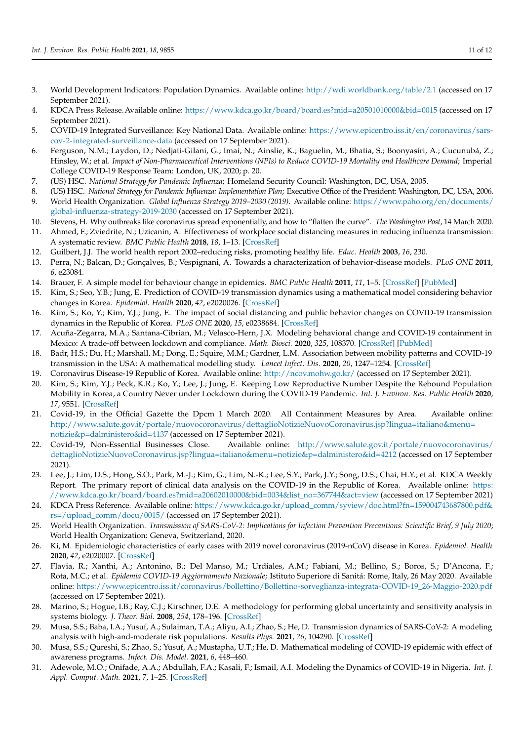3. World Development Indicators: Population Dynamics. Available online: http://wdi.worldbank.org/table/2.1 (accessed on 17 September 2021).
4. KDCA Press Release. Available online: https://www.kdca.go.kr/board/board.es?mid=a20501010000&bid=0015 (accessed on 17 September 2021).
5. COVID-19 Integrated Surveillance: Key National Data. Available online: https://www.epicentro.iss.it/en/coronavirus/sars-cov-2-integrated-surveillance-data (accessed on 17 September 2021).
6. Ferguson, N.M.; Laydon, D.; Nedjati-Gilani, G.; Imai, N.; Ainslie, K.; Baguelin, M.; Bhatia, S.; Boonyasiri, A.; Cucunubá, Z.; Hinsley, W.; et al. *Impact of Non-Pharmaceutical Interventions (NPIs) to Reduce COVID-19 Mortality and Healthcare Demand*; Imperial College COVID-19 Response Team: London, UK, 2020; p. 20.
7. (US) HSC. *National Strategy for Pandemic Influenza*; Homeland Security Council: Washington, DC, USA, 2005.
8. (US) HSC. *National Strategy for Pandemic Influenza: Implementation Plan*; Executive Office of the President: Washington, DC, USA, 2006.
9. World Health Organization. *Global Influenza Strategy 2019–2030 (2019)*. Available online: https://www.paho.org/en/documents/global-influenza-strategy-2019-2030 (accessed on 17 September 2021).
10. Stevens, H. Why outbreaks like coronavirus spread exponentially, and how to "flatten the curve". *The Washington Post*, 14 March 2020.
11. Ahmed, F.; Zviedrite, N.; Uzicanin, A. Effectiveness of workplace social distancing measures in reducing influenza transmission: A systematic review. *BMC Public Health* **2018**, *18*, 1–13. [CrossRef]
12. Guilbert, J.J. The world health report 2002–reducing risks, promoting healthy life. *Educ. Health* **2003**, *16*, 230.
13. Perra, N.; Balcan, D.; Gonçalves, B.; Vespignani, A. Towards a characterization of behavior-disease models. *PLoS ONE* **2011**, *6*, e23084.
14. Brauer, F. A simple model for behaviour change in epidemics. *BMC Public Health* **2011**, *11*, 1–5. [CrossRef] [PubMed]
15. Kim, S.; Seo, Y.B.; Jung, E. Prediction of COVID-19 transmission dynamics using a mathematical model considering behavior changes in Korea. *Epidemiol. Health* **2020**, *42*, e2020026. [CrossRef]
16. Kim, S.; Ko, Y.; Kim, Y.J.; Jung, E. The impact of social distancing and public behavior changes on COVID-19 transmission dynamics in the Republic of Korea. *PLoS ONE* **2020**, *15*, e0238684. [CrossRef]
17. Acuña-Zegarra, M.A.; Santana-Cibrian, M.; Velasco-Hern, J.X. Modeling behavioral change and COVID-19 containment in Mexico: A trade-off between lockdown and compliance. *Math. Biosci.* **2020**, *325*, 108370. [CrossRef] [PubMed]
18. Badr, H.S.; Du, H.; Marshall, M.; Dong, E.; Squire, M.M.; Gardner, L.M. Association between mobility patterns and COVID-19 transmission in the USA: A mathematical modelling study. *Lancet Infect. Dis.* **2020**, *20*, 1247–1254. [CrossRef]
19. Coronavirus Disease-19 Republic of Korea. Available online: http://ncov.mohw.go.kr/ (accessed on 17 September 2021).
20. Kim, S.; Kim, Y.J.; Peck, K.R.; Ko, Y.; Lee, J.; Jung, E. Keeping Low Reproductive Number Despite the Rebound Population Mobility in Korea, a Country Never under Lockdown during the COVID-19 Pandemic. *Int. J. Environ. Res. Public Health* **2020**, *17*, 9551. [CrossRef]
21. Covid-19, in the Official Gazette the Dpcm 1 March 2020. All Containment Measures by Area. Available online: http://www.salute.gov.it/portale/nuovocoronavirus/dettaglioNotizieNuovoCoronavirus.jsp?lingua=italiano&menu=notizie&p=dalministero&id=4137 (accessed on 17 September 2021).
22. Covid-19, Non-Essential Businesses Close. Available online: http://www.salute.gov.it/portale/nuovocoronavirus/dettaglioNotizieNuovoCoronavirus.jsp?lingua=italiano&menu=notizie&p=dalministero&id=4212 (accessed on 17 September 2021).
23. Lee, J.; Lim, D.S.; Hong, S.O.; Park, M.-J.; Kim, G.; Lim, N.-K.; Lee, S.Y.; Park, J.Y.; Song, D.S.; Chai, H.Y.; et al. KDCA Weekly Report. The primary report of clinical data analysis on the COVID-19 in the Republic of Korea. Available online: https://www.kdca.go.kr/board/board.es?mid=a20602010000&bid=0034&list_no=367744&act=view (accessed on 17 September 2021)
24. KDCA Press Reference. Available online: https://www.kdca.go.kr/upload_comm/syview/doc.html?fn=159004743687800.pdf&rs=/upload_comm/docu/0015/ (accessed on 17 September 2021).
25. World Health Organization. *Transmission of SARS-CoV-2: Implications for Infection Prevention Precautions: Scientific Brief, 9 July 2020*; World Health Organization: Geneva, Switzerland, 2020.
26. Ki, M. Epidemiologic characteristics of early cases with 2019 novel coronavirus (2019-nCoV) disease in Korea. *Epidemiol. Health* **2020**, *42*, e2020007. [CrossRef]
27. Flavia, R.; Xanthi, A.; Antonino, B.; Del Manso, M.; Urdiales, A.M.; Fabiani, M.; Bellino, S.; Boros, S.; D'Ancona, F.; Rota, M.C.; et al. *Epidemia COVID-19 Aggiornamento Nazionale*; Istituto Superiore di Sanitá: Rome, Italy, 26 May 2020. Available online: https://www.epicentro.iss.it/coronavirus/bollettino/Bollettino-sorveglianza-integrata-COVID-19_26-Maggio-2020.pdf (accessed on 17 September 2021).
28. Marino, S.; Hogue, I.B.; Ray, C.J.; Kirschner, D.E. A methodology for performing global uncertainty and sensitivity analysis in systems biology. *J. Theor. Biol.* **2008**, *254*, 178–196. [CrossRef]
29. Musa, S.S.; Baba, I.A.; Yusuf, A.; Sulaiman, T.A.; Aliyu, A.I.; Zhao, S.; He, D. Transmission dynamics of SARS-CoV-2: A modeling analysis with high-and-moderate risk populations. *Results Phys.* **2021**, *26*, 104290. [CrossRef]
30. Musa, S.S.; Qureshi, S.; Zhao, S.; Yusuf, A.; Mustapha, U.T.; He, D. Mathematical modeling of COVID-19 epidemic with effect of awareness programs. *Infect. Dis. Model.* **2021**, *6*, 448–460.
31. Adewole, M.O.; Onifade, A.A.; Abdullah, F.A.; Kasali, F.; Ismail, A.I. Modeling the Dynamics of COVID-19 in Nigeria. *Int. J. Appl. Comput. Math.* **2021**, *7*, 1–25. [CrossRef]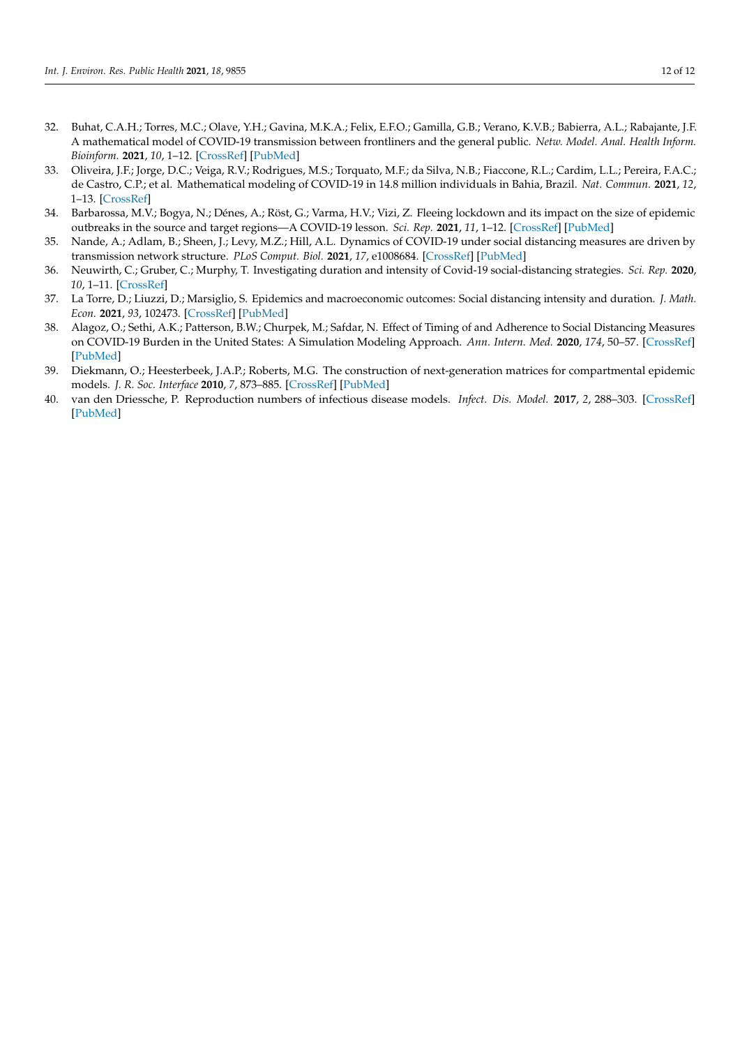32. Buhat, C.A.H.; Torres, M.C.; Olave, Y.H.; Gavina, M.K.A.; Felix, E.F.O.; Gamilla, G.B.; Verano, K.V.B.; Babierra, A.L.; Rabajante, J.F. A mathematical model of COVID-19 transmission between frontliners and the general public. *Netw. Model. Anal. Health Inform. Bioinform.* **2021**, *10*, 1–12. [CrossRef] [PubMed]
33. Oliveira, J.F.; Jorge, D.C.; Veiga, R.V.; Rodrigues, M.S.; Torquato, M.F.; da Silva, N.B.; Fiaccone, R.L.; Cardim, L.L.; Pereira, F.A.C.; de Castro, C.P.; et al. Mathematical modeling of COVID-19 in 14.8 million individuals in Bahia, Brazil. *Nat. Commun.* **2021**, *12*, 1–13. [CrossRef]
34. Barbarossa, M.V.; Bogya, N.; Dénes, A.; Röst, G.; Varma, H.V.; Vizi, Z. Fleeing lockdown and its impact on the size of epidemic outbreaks in the source and target regions—A COVID-19 lesson. *Sci. Rep.* **2021**, *11*, 1–12. [CrossRef] [PubMed]
35. Nande, A.; Adlam, B.; Sheen, J.; Levy, M.Z.; Hill, A.L. Dynamics of COVID-19 under social distancing measures are driven by transmission network structure. *PLoS Comput. Biol.* **2021**, *17*, e1008684. [CrossRef] [PubMed]
36. Neuwirth, C.; Gruber, C.; Murphy, T. Investigating duration and intensity of Covid-19 social-distancing strategies. *Sci. Rep.* **2020**, *10*, 1–11. [CrossRef]
37. La Torre, D.; Liuzzi, D.; Marsiglio, S. Epidemics and macroeconomic outcomes: Social distancing intensity and duration. *J. Math. Econ.* **2021**, *93*, 102473. [CrossRef] [PubMed]
38. Alagoz, O.; Sethi, A.K.; Patterson, B.W.; Churpek, M.; Safdar, N. Effect of Timing of and Adherence to Social Distancing Measures on COVID-19 Burden in the United States: A Simulation Modeling Approach. *Ann. Intern. Med.* **2020**, *174*, 50–57. [CrossRef] [PubMed]
39. Diekmann, O.; Heesterbeek, J.A.P.; Roberts, M.G. The construction of next-generation matrices for compartmental epidemic models. *J. R. Soc. Interface* **2010**, *7*, 873–885. [CrossRef] [PubMed]
40. van den Driessche, P. Reproduction numbers of infectious disease models. *Infect. Dis. Model.* **2017**, *2*, 288–303. [CrossRef] [PubMed]